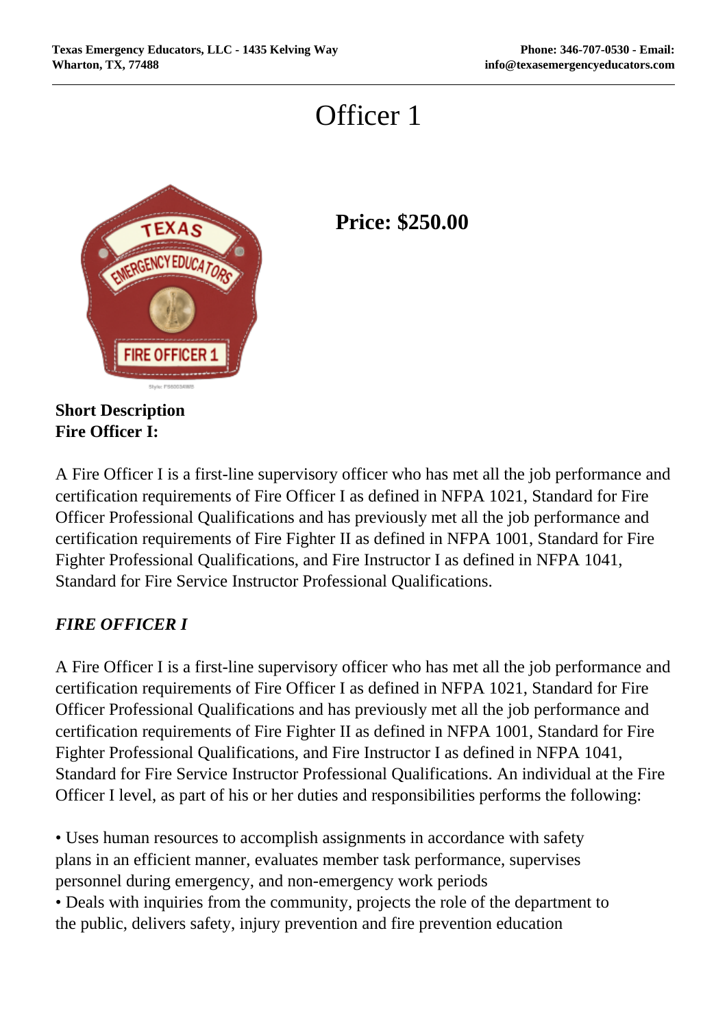# Officer 1

**Price: $250.00**

**Short Description**
**Fire Officer I:**

A Fire Officer I is a first-line supervisory officer who has met all the job performance and certification requirements of Fire Officer I as defined in NFPA 1021, Standard for Fire Officer Professional Qualifications and has previously met all the job performance and certification requirements of Fire Fighter II as defined in NFPA 1001, Standard for Fire Fighter Professional Qualifications, and Fire Instructor I as defined in NFPA 1041, Standard for Fire Service Instructor Professional Qualifications.

***FIRE OFFICER I***

A Fire Officer I is a first-line supervisory officer who has met all the job performance and certification requirements of Fire Officer I as defined in NFPA 1021, Standard for Fire Officer Professional Qualifications and has previously met all the job performance and certification requirements of Fire Fighter II as defined in NFPA 1001, Standard for Fire Fighter Professional Qualifications, and Fire Instructor I as defined in NFPA 1041, Standard for Fire Service Instructor Professional Qualifications. An individual at the Fire Officer I level, as part of his or her duties and responsibilities performs the following:

- Uses human resources to accomplish assignments in accordance with safety plans in an efficient manner, evaluates member task performance, supervises personnel during emergency, and non-emergency work periods
- Deals with inquiries from the community, projects the role of the department to the public, delivers safety, injury prevention and fire prevention education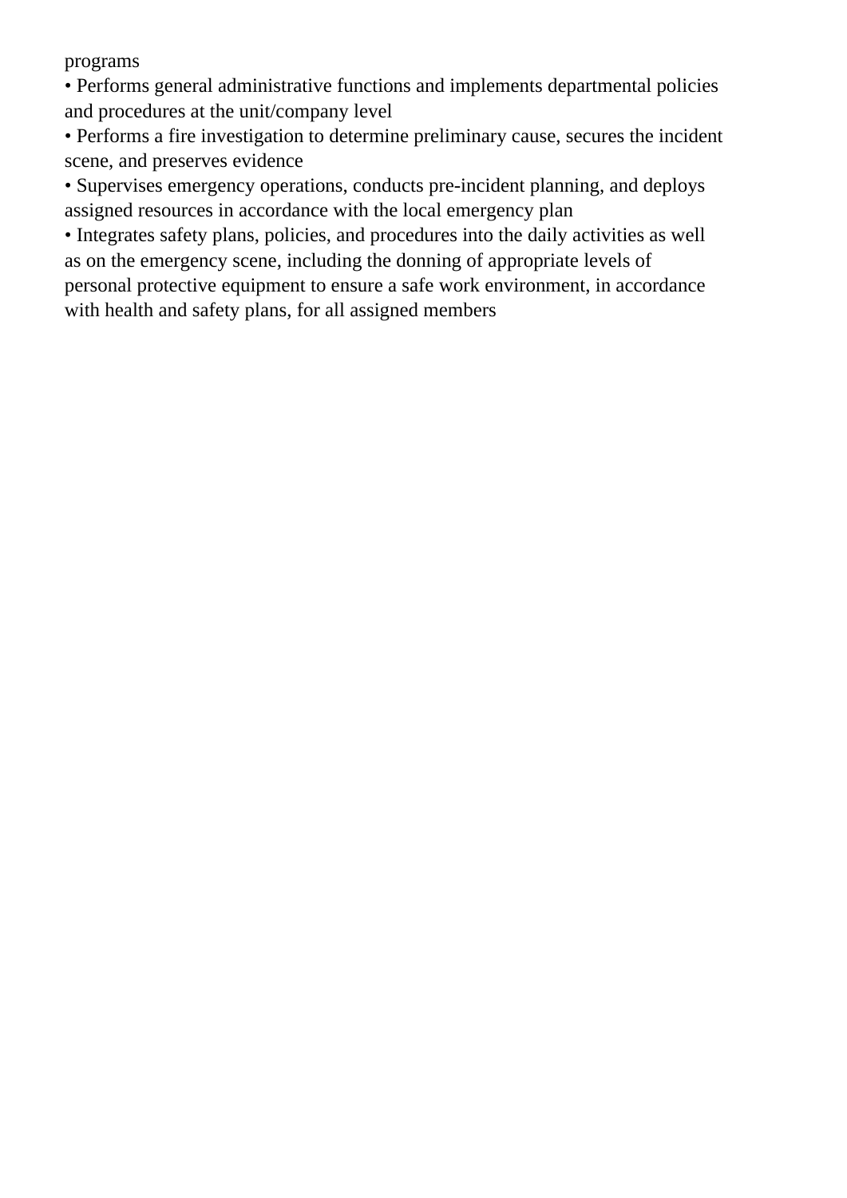programs

- Performs general administrative functions and implements departmental policies and procedures at the unit/company level
- Performs a fire investigation to determine preliminary cause, secures the incident scene, and preserves evidence
- Supervises emergency operations, conducts pre-incident planning, and deploys assigned resources in accordance with the local emergency plan
- Integrates safety plans, policies, and procedures into the daily activities as well as on the emergency scene, including the donning of appropriate levels of personal protective equipment to ensure a safe work environment, in accordance with health and safety plans, for all assigned members